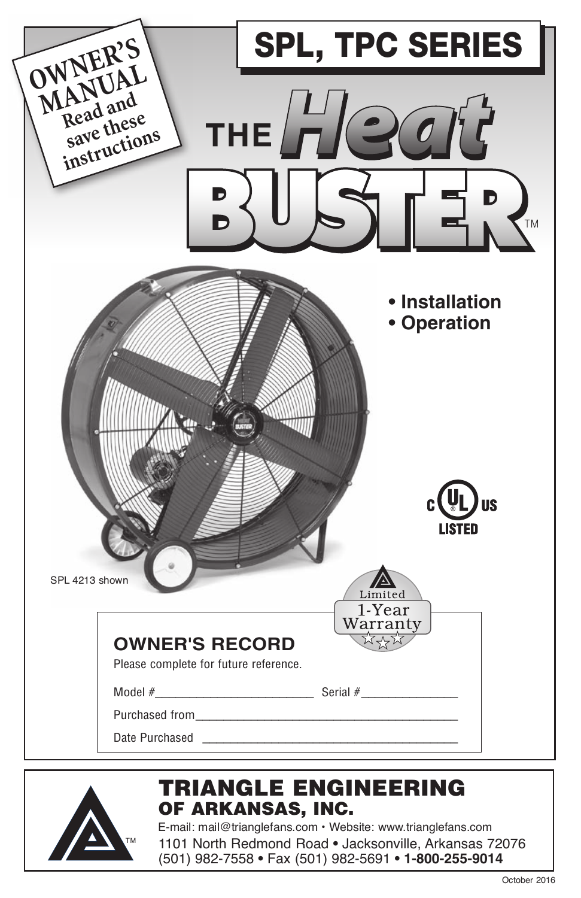# SPL, TPC SERIES

**OWNER'S MANUAL**
**Read and save these instructions**

# THE Heat BUSTER™

- **Installation**
- **Operation**

c UL US LISTED

SPL 4213 shown

Limited 1-Year Warranty

## OWNER'S RECORD

Please complete for future reference.

Model #_________________________ Serial #_______________

Purchased from__________________________________________

Date Purchased _________________________________________

## TRIANGLE ENGINEERING OF ARKANSAS, INC.

E-mail: mail@trianglefans.com • Website: www.trianglefans.com
1101 North Redmond Road • Jacksonville, Arkansas 72076
(501) 982-7558 • Fax (501) 982-5691 • **1-800-255-9014**

October 2016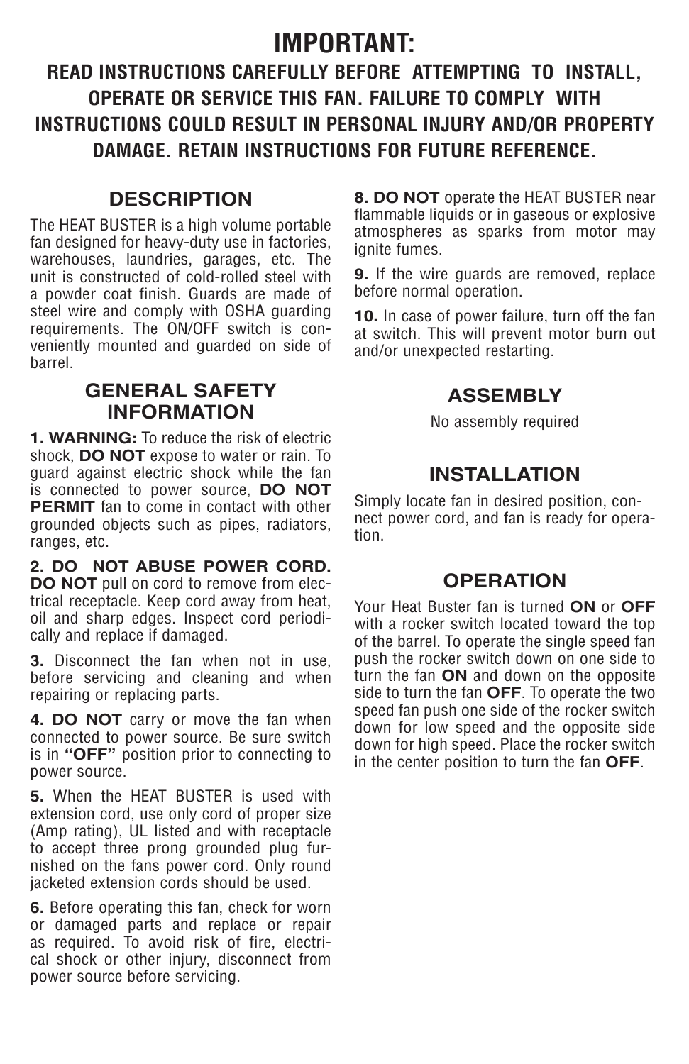# IMPORTANT:

**READ INSTRUCTIONS CAREFULLY BEFORE ATTEMPTING TO INSTALL, OPERATE OR SERVICE THIS FAN. FAILURE TO COMPLY WITH INSTRUCTIONS COULD RESULT IN PERSONAL INJURY AND/OR PROPERTY DAMAGE. RETAIN INSTRUCTIONS FOR FUTURE REFERENCE.**

## DESCRIPTION

The HEAT BUSTER is a high volume portable fan designed for heavy-duty use in factories, warehouses, laundries, garages, etc. The unit is constructed of cold-rolled steel with a powder coat finish. Guards are made of steel wire and comply with OSHA guarding requirements. The ON/OFF switch is conveniently mounted and guarded on side of barrel.

## GENERAL SAFETY INFORMATION

**1. WARNING:** To reduce the risk of electric shock, **DO NOT** expose to water or rain. To guard against electric shock while the fan is connected to power source, **DO NOT PERMIT** fan to come in contact with other grounded objects such as pipes, radiators, ranges, etc.

**2. DO NOT ABUSE POWER CORD. DO NOT** pull on cord to remove from electrical receptacle. Keep cord away from heat, oil and sharp edges. Inspect cord periodically and replace if damaged.

**3.** Disconnect the fan when not in use, before servicing and cleaning and when repairing or replacing parts.

**4. DO NOT** carry or move the fan when connected to power source. Be sure switch is in **"OFF"** position prior to connecting to power source.

**5.** When the HEAT BUSTER is used with extension cord, use only cord of proper size (Amp rating), UL listed and with receptacle to accept three prong grounded plug furnished on the fans power cord. Only round jacketed extension cords should be used.

**6.** Before operating this fan, check for worn or damaged parts and replace or repair as required. To avoid risk of fire, electrical shock or other injury, disconnect from power source before servicing.

**8. DO NOT** operate the HEAT BUSTER near flammable liquids or in gaseous or explosive atmospheres as sparks from motor may ignite fumes.

**9.** If the wire guards are removed, replace before normal operation.

**10.** In case of power failure, turn off the fan at switch. This will prevent motor burn out and/or unexpected restarting.

## ASSEMBLY

No assembly required

## INSTALLATION

Simply locate fan in desired position, connect power cord, and fan is ready for operation.

## OPERATION

Your Heat Buster fan is turned **ON** or **OFF** with a rocker switch located toward the top of the barrel. To operate the single speed fan push the rocker switch down on one side to turn the fan **ON** and down on the opposite side to turn the fan **OFF**. To operate the two speed fan push one side of the rocker switch down for low speed and the opposite side down for high speed. Place the rocker switch in the center position to turn the fan **OFF**.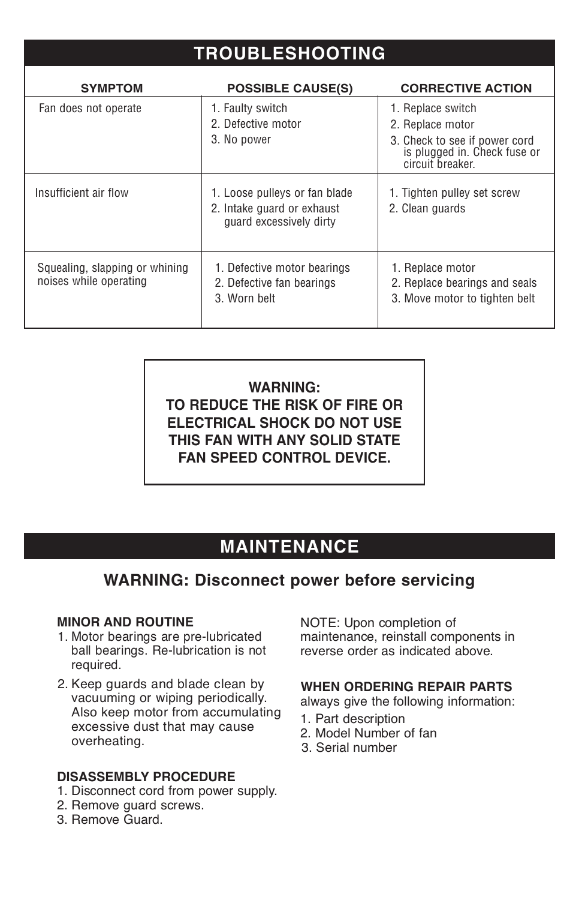# TROUBLESHOOTING

| SYMPTOM | POSSIBLE CAUSE(S) | CORRECTIVE ACTION |
|---|---|---|
| Fan does not operate | 1. Faulty switch<br>2. Defective motor<br>3. No power | 1. Replace switch<br>2. Replace motor<br>3. Check to see if power cord is plugged in. Check fuse or circuit breaker. |
| Insufficient air flow | 1. Loose pulleys or fan blade<br>2. Intake guard or exhaust guard excessively dirty | 1. Tighten pulley set screw<br>2. Clean guards |
| Squealing, slapping or whining noises while operating | 1. Defective motor bearings<br>2. Defective fan bearings<br>3. Worn belt | 1. Replace motor<br>2. Replace bearings and seals<br>3. Move motor to tighten belt |

**WARNING:**
**TO REDUCE THE RISK OF FIRE OR ELECTRICAL SHOCK DO NOT USE THIS FAN WITH ANY SOLID STATE FAN SPEED CONTROL DEVICE.**

# MAINTENANCE

## WARNING: Disconnect power before servicing

**MINOR AND ROUTINE**

1. Motor bearings are pre-lubricated ball bearings. Re-lubrication is not required.
2. Keep guards and blade clean by vacuuming or wiping periodically. Also keep motor from accumulating excessive dust that may cause overheating.

**DISASSEMBLY PROCEDURE**

1. Disconnect cord from power supply.
2. Remove guard screws.
3. Remove Guard.

NOTE: Upon completion of maintenance, reinstall components in reverse order as indicated above.

**WHEN ORDERING REPAIR PARTS** always give the following information:

1. Part description
2. Model Number of fan
3. Serial number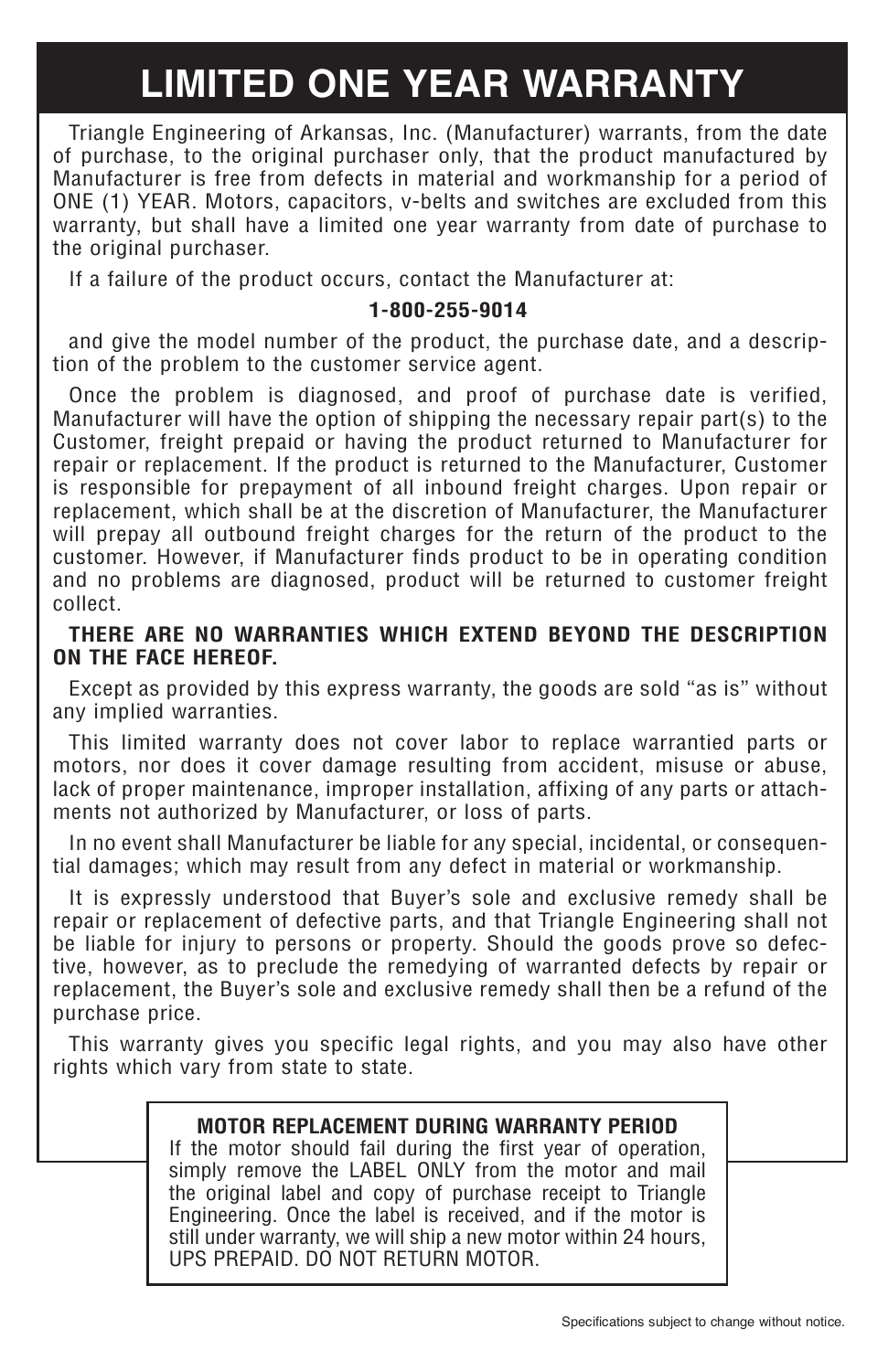# LIMITED ONE YEAR WARRANTY

Triangle Engineering of Arkansas, Inc. (Manufacturer) warrants, from the date of purchase, to the original purchaser only, that the product manufactured by Manufacturer is free from defects in material and workmanship for a period of ONE (1) YEAR. Motors, capacitors, v-belts and switches are excluded from this warranty, but shall have a limited one year warranty from date of purchase to the original purchaser.

If a failure of the product occurs, contact the Manufacturer at:

**1-800-255-9014**

and give the model number of the product, the purchase date, and a description of the problem to the customer service agent.

Once the problem is diagnosed, and proof of purchase date is verified, Manufacturer will have the option of shipping the necessary repair part(s) to the Customer, freight prepaid or having the product returned to Manufacturer for repair or replacement. If the product is returned to the Manufacturer, Customer is responsible for prepayment of all inbound freight charges. Upon repair or replacement, which shall be at the discretion of Manufacturer, the Manufacturer will prepay all outbound freight charges for the return of the product to the customer. However, if Manufacturer finds product to be in operating condition and no problems are diagnosed, product will be returned to customer freight collect.

**THERE ARE NO WARRANTIES WHICH EXTEND BEYOND THE DESCRIPTION ON THE FACE HEREOF.**

Except as provided by this express warranty, the goods are sold "as is" without any implied warranties.

This limited warranty does not cover labor to replace warrantied parts or motors, nor does it cover damage resulting from accident, misuse or abuse, lack of proper maintenance, improper installation, affixing of any parts or attachments not authorized by Manufacturer, or loss of parts.

In no event shall Manufacturer be liable for any special, incidental, or consequential damages; which may result from any defect in material or workmanship.

It is expressly understood that Buyer's sole and exclusive remedy shall be repair or replacement of defective parts, and that Triangle Engineering shall not be liable for injury to persons or property. Should the goods prove so defective, however, as to preclude the remedying of warranted defects by repair or replacement, the Buyer's sole and exclusive remedy shall then be a refund of the purchase price.

This warranty gives you specific legal rights, and you may also have other rights which vary from state to state.

**MOTOR REPLACEMENT DURING WARRANTY PERIOD**

If the motor should fail during the first year of operation, simply remove the LABEL ONLY from the motor and mail the original label and copy of purchase receipt to Triangle Engineering. Once the label is received, and if the motor is still under warranty, we will ship a new motor within 24 hours, UPS PREPAID. DO NOT RETURN MOTOR.

Specifications subject to change without notice.